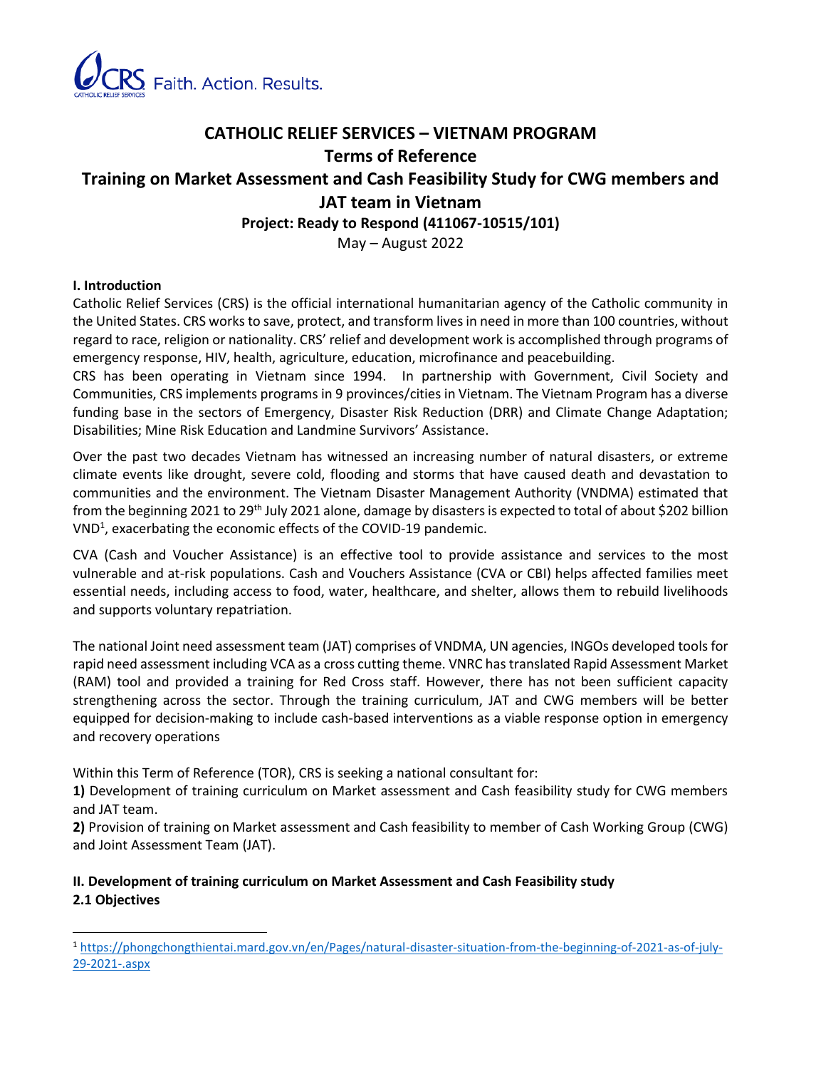# CATHOLIC RELIEF SERVICES – VIETNAM PROGRAM

## Terms of Reference

## Training on Market Assessment and Cash Feasibility Study for CWG members and JAT team in Vietnam

**Project: Ready to Respond (411067-10515/101)**

May – August 2022

### I. Introduction

Catholic Relief Services (CRS) is the official international humanitarian agency of the Catholic community in the United States. CRS works to save, protect, and transform lives in need in more than 100 countries, without regard to race, religion or nationality. CRS' relief and development work is accomplished through programs of emergency response, HIV, health, agriculture, education, microfinance and peacebuilding.

CRS has been operating in Vietnam since 1994. In partnership with Government, Civil Society and Communities, CRS implements programs in 9 provinces/cities in Vietnam. The Vietnam Program has a diverse funding base in the sectors of Emergency, Disaster Risk Reduction (DRR) and Climate Change Adaptation; Disabilities; Mine Risk Education and Landmine Survivors' Assistance.

Over the past two decades Vietnam has witnessed an increasing number of natural disasters, or extreme climate events like drought, severe cold, flooding and storms that have caused death and devastation to communities and the environment. The Vietnam Disaster Management Authority (VNDMA) estimated that from the beginning 2021 to 29th July 2021 alone, damage by disasters is expected to total of about $202 billion VND[1], exacerbating the economic effects of the COVID-19 pandemic.

CVA (Cash and Voucher Assistance) is an effective tool to provide assistance and services to the most vulnerable and at-risk populations. Cash and Vouchers Assistance (CVA or CBI) helps affected families meet essential needs, including access to food, water, healthcare, and shelter, allows them to rebuild livelihoods and supports voluntary repatriation.

The national Joint need assessment team (JAT) comprises of VNDMA, UN agencies, INGOs developed tools for rapid need assessment including VCA as a cross cutting theme. VNRC has translated Rapid Assessment Market (RAM) tool and provided a training for Red Cross staff. However, there has not been sufficient capacity strengthening across the sector. Through the training curriculum, JAT and CWG members will be better equipped for decision-making to include cash-based interventions as a viable response option in emergency and recovery operations

Within this Term of Reference (TOR), CRS is seeking a national consultant for:

**1)** Development of training curriculum on Market assessment and Cash feasibility study for CWG members and JAT team.

**2)** Provision of training on Market assessment and Cash feasibility to member of Cash Working Group (CWG) and Joint Assessment Team (JAT).

### II. Development of training curriculum on Market Assessment and Cash Feasibility study

#### 2.1 Objectives

---

[1] https://phongchongthientai.mard.gov.vn/en/Pages/natural-disaster-situation-from-the-beginning-of-2021-as-of-july-29-2021-.aspx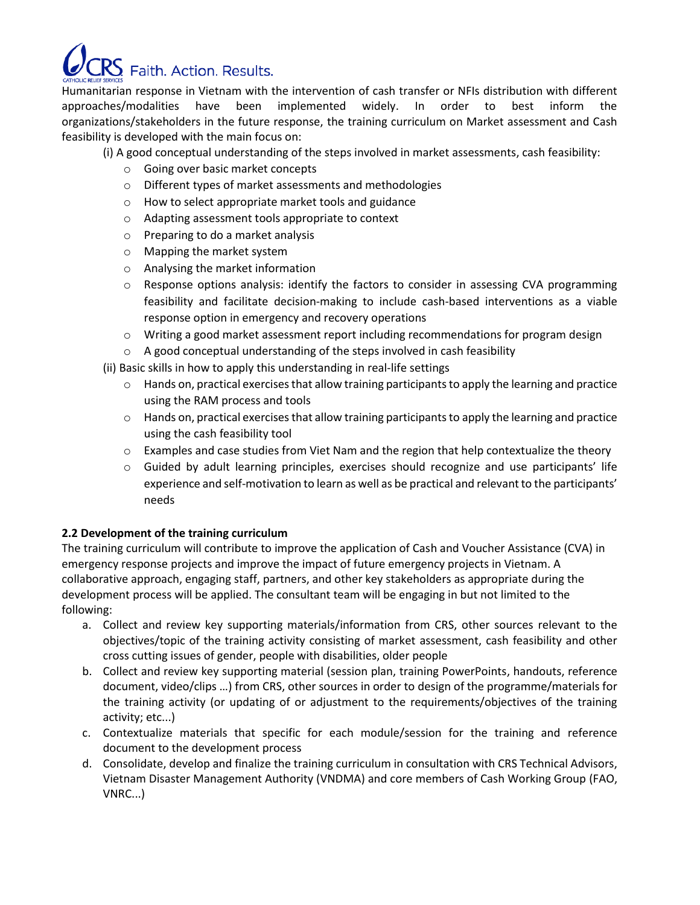Humanitarian response in Vietnam with the intervention of cash transfer or NFIs distribution with different approaches/modalities have been implemented widely. In order to best inform the organizations/stakeholders in the future response, the training curriculum on Market assessment and Cash feasibility is developed with the main focus on:

(i) A good conceptual understanding of the steps involved in market assessments, cash feasibility:

- Going over basic market concepts
- Different types of market assessments and methodologies
- How to select appropriate market tools and guidance
- Adapting assessment tools appropriate to context
- Preparing to do a market analysis
- Mapping the market system
- Analysing the market information
- Response options analysis: identify the factors to consider in assessing CVA programming feasibility and facilitate decision-making to include cash-based interventions as a viable response option in emergency and recovery operations
- Writing a good market assessment report including recommendations for program design
- A good conceptual understanding of the steps involved in cash feasibility

(ii) Basic skills in how to apply this understanding in real-life settings

- Hands on, practical exercises that allow training participants to apply the learning and practice using the RAM process and tools
- Hands on, practical exercises that allow training participants to apply the learning and practice using the cash feasibility tool
- Examples and case studies from Viet Nam and the region that help contextualize the theory
- Guided by adult learning principles, exercises should recognize and use participants' life experience and self-motivation to learn as well as be practical and relevant to the participants' needs

**2.2 Development of the training curriculum**

The training curriculum will contribute to improve the application of Cash and Voucher Assistance (CVA) in emergency response projects and improve the impact of future emergency projects in Vietnam. A collaborative approach, engaging staff, partners, and other key stakeholders as appropriate during the development process will be applied. The consultant team will be engaging in but not limited to the following:

a. Collect and review key supporting materials/information from CRS, other sources relevant to the objectives/topic of the training activity consisting of market assessment, cash feasibility and other cross cutting issues of gender, people with disabilities, older people
b. Collect and review key supporting material (session plan, training PowerPoints, handouts, reference document, video/clips …) from CRS, other sources in order to design of the programme/materials for the training activity (or updating of or adjustment to the requirements/objectives of the training activity; etc...)
c. Contextualize materials that specific for each module/session for the training and reference document to the development process
d. Consolidate, develop and finalize the training curriculum in consultation with CRS Technical Advisors, Vietnam Disaster Management Authority (VNDMA) and core members of Cash Working Group (FAO, VNRC...)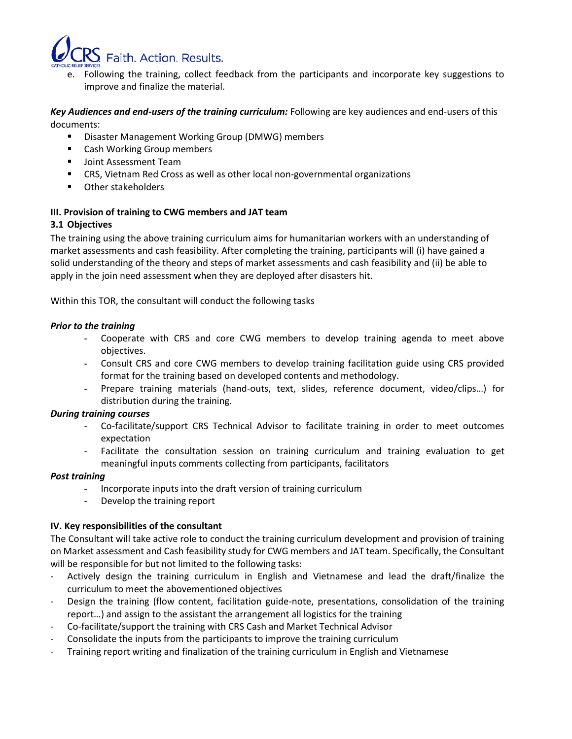e. Following the training, collect feedback from the participants and incorporate key suggestions to improve and finalize the material.

***Key Audiences and end-users of the training curriculum:*** Following are key audiences and end-users of this documents:

- Disaster Management Working Group (DMWG) members
- Cash Working Group members
- Joint Assessment Team
- CRS, Vietnam Red Cross as well as other local non-governmental organizations
- Other stakeholders

## III. Provision of training to CWG members and JAT team

### 3.1 Objectives

The training using the above training curriculum aims for humanitarian workers with an understanding of market assessments and cash feasibility. After completing the training, participants will (i) have gained a solid understanding of the theory and steps of market assessments and cash feasibility and (ii) be able to apply in the join need assessment when they are deployed after disasters hit.

Within this TOR, the consultant will conduct the following tasks

***Prior to the training***

- Cooperate with CRS and core CWG members to develop training agenda to meet above objectives.
- Consult CRS and core CWG members to develop training facilitation guide using CRS provided format for the training based on developed contents and methodology.
- Prepare training materials (hand-outs, text, slides, reference document, video/clips…) for distribution during the training.

***During training courses***

- Co-facilitate/support CRS Technical Advisor to facilitate training in order to meet outcomes expectation
- Facilitate the consultation session on training curriculum and training evaluation to get meaningful inputs comments collecting from participants, facilitators

***Post training***

- Incorporate inputs into the draft version of training curriculum
- Develop the training report

## IV. Key responsibilities of the consultant

The Consultant will take active role to conduct the training curriculum development and provision of training on Market assessment and Cash feasibility study for CWG members and JAT team. Specifically, the Consultant will be responsible for but not limited to the following tasks:

- Actively design the training curriculum in English and Vietnamese and lead the draft/finalize the curriculum to meet the abovementioned objectives
- Design the training (flow content, facilitation guide-note, presentations, consolidation of the training report…) and assign to the assistant the arrangement all logistics for the training
- Co-facilitate/support the training with CRS Cash and Market Technical Advisor
- Consolidate the inputs from the participants to improve the training curriculum
- Training report writing and finalization of the training curriculum in English and Vietnamese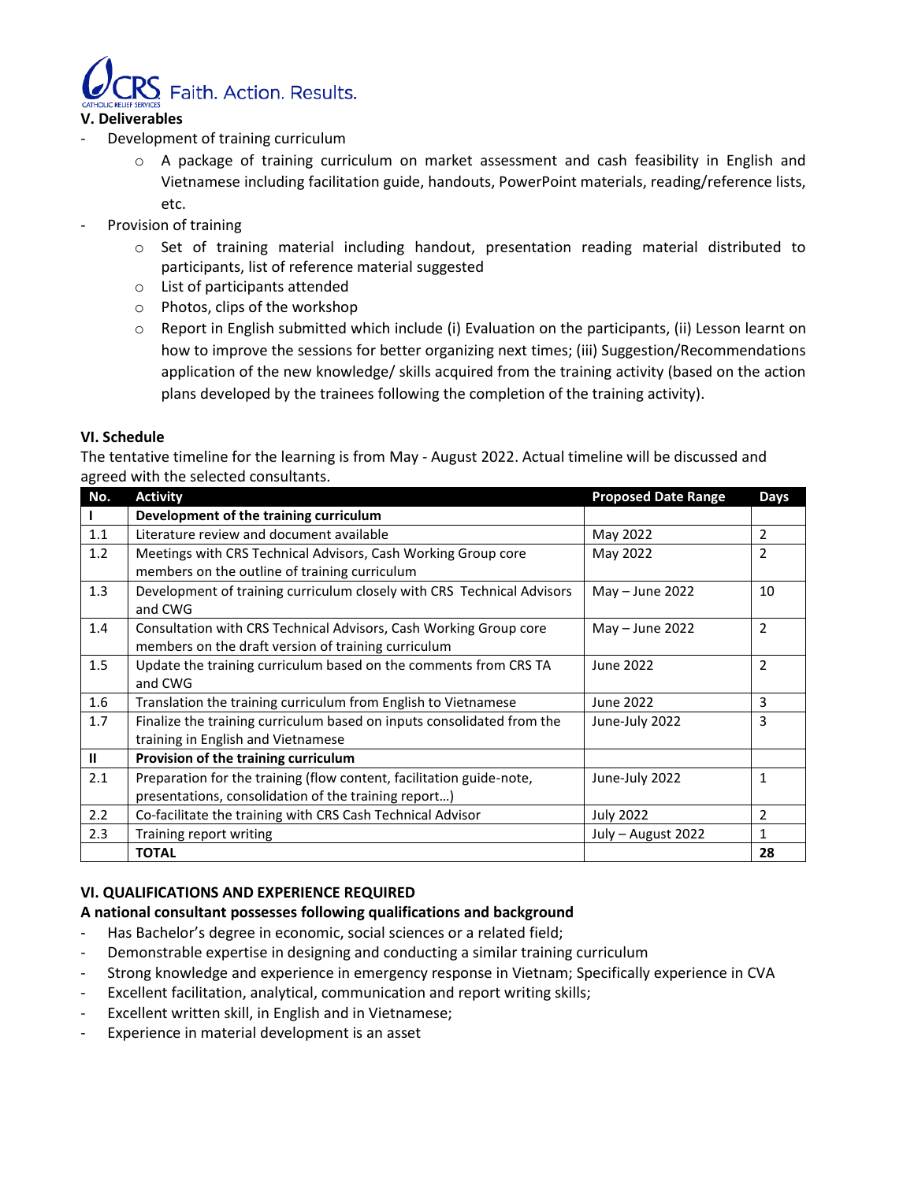### V. Deliverables

- Development of training curriculum
  - A package of training curriculum on market assessment and cash feasibility in English and Vietnamese including facilitation guide, handouts, PowerPoint materials, reading/reference lists, etc.
- Provision of training
  - Set of training material including handout, presentation reading material distributed to participants, list of reference material suggested
  - List of participants attended
  - Photos, clips of the workshop
  - Report in English submitted which include (i) Evaluation on the participants, (ii) Lesson learnt on how to improve the sessions for better organizing next times; (iii) Suggestion/Recommendations application of the new knowledge/ skills acquired from the training activity (based on the action plans developed by the trainees following the completion of the training activity).

### VI. Schedule

The tentative timeline for the learning is from May - August 2022. Actual timeline will be discussed and agreed with the selected consultants.

| No. | Activity | Proposed Date Range | Days |
|---|---|---|---|
| **I** | **Development of the training curriculum** | | |
| 1.1 | Literature review and document available | May 2022 | 2 |
| 1.2 | Meetings with CRS Technical Advisors, Cash Working Group core members on the outline of training curriculum | May 2022 | 2 |
| 1.3 | Development of training curriculum closely with CRS Technical Advisors and CWG | May – June 2022 | 10 |
| 1.4 | Consultation with CRS Technical Advisors, Cash Working Group core members on the draft version of training curriculum | May – June 2022 | 2 |
| 1.5 | Update the training curriculum based on the comments from CRS TA and CWG | June 2022 | 2 |
| 1.6 | Translation the training curriculum from English to Vietnamese | June 2022 | 3 |
| 1.7 | Finalize the training curriculum based on inputs consolidated from the training in English and Vietnamese | June-July 2022 | 3 |
| **II** | **Provision of the training curriculum** | | |
| 2.1 | Preparation for the training (flow content, facilitation guide-note, presentations, consolidation of the training report…) | June-July 2022 | 1 |
| 2.2 | Co-facilitate the training with CRS Cash Technical Advisor | July 2022 | 2 |
| 2.3 | Training report writing | July – August 2022 | 1 |
| | **TOTAL** | | **28** |

### VI. QUALIFICATIONS AND EXPERIENCE REQUIRED

**A national consultant possesses following qualifications and background**

- Has Bachelor's degree in economic, social sciences or a related field;
- Demonstrable expertise in designing and conducting a similar training curriculum
- Strong knowledge and experience in emergency response in Vietnam; Specifically experience in CVA
- Excellent facilitation, analytical, communication and report writing skills;
- Excellent written skill, in English and in Vietnamese;
- Experience in material development is an asset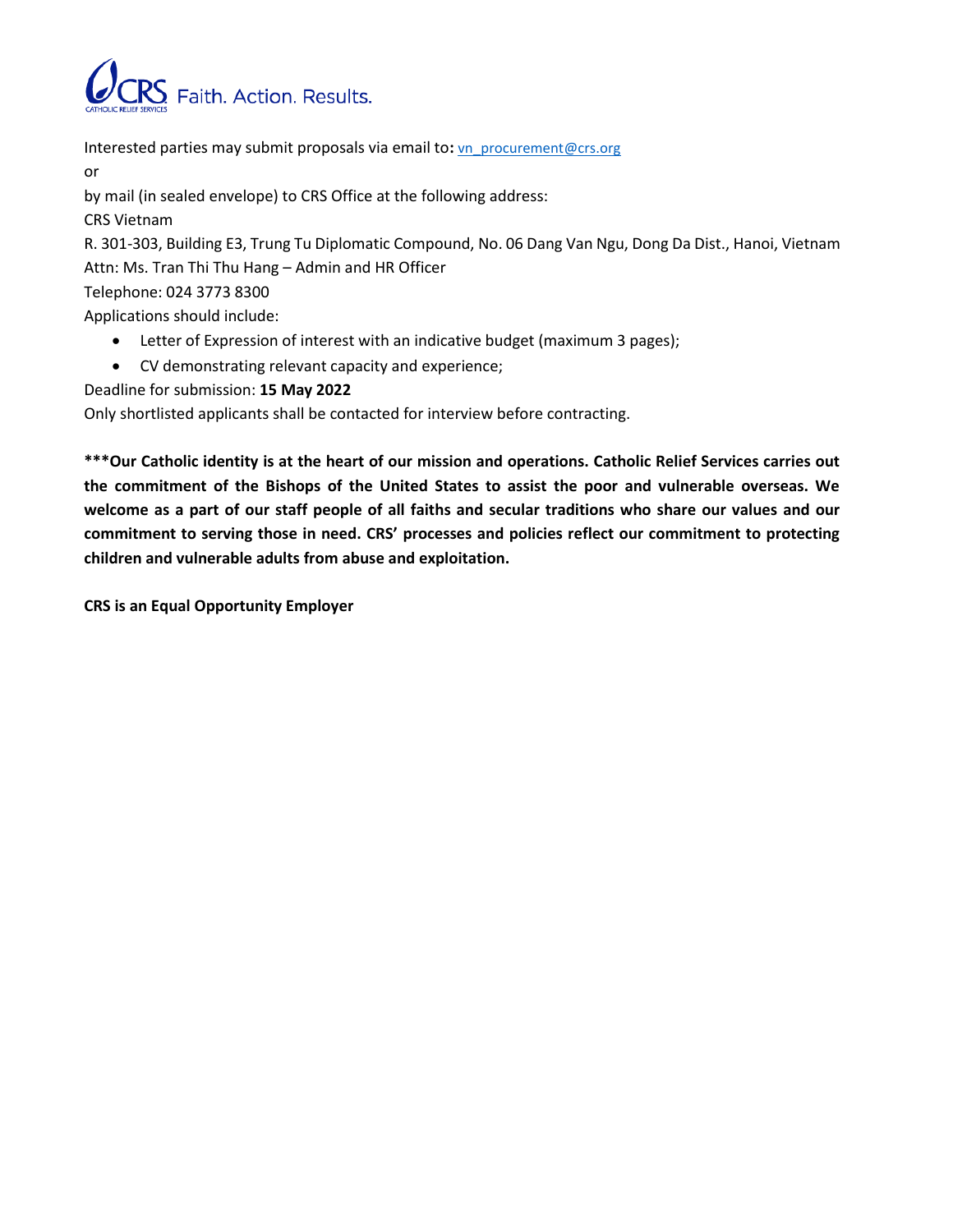Interested parties may submit proposals via email to**:** vn_procurement@crs.org

or

by mail (in sealed envelope) to CRS Office at the following address:

CRS Vietnam

R. 301-303, Building E3, Trung Tu Diplomatic Compound, No. 06 Dang Van Ngu, Dong Da Dist., Hanoi, Vietnam

Attn: Ms. Tran Thi Thu Hang – Admin and HR Officer

Telephone: 024 3773 8300

Applications should include:

- Letter of Expression of interest with an indicative budget (maximum 3 pages);
- CV demonstrating relevant capacity and experience;

Deadline for submission: **15 May 2022**

Only shortlisted applicants shall be contacted for interview before contracting.

**\*\*\*Our Catholic identity is at the heart of our mission and operations. Catholic Relief Services carries out the commitment of the Bishops of the United States to assist the poor and vulnerable overseas. We welcome as a part of our staff people of all faiths and secular traditions who share our values and our commitment to serving those in need. CRS' processes and policies reflect our commitment to protecting children and vulnerable adults from abuse and exploitation.**

**CRS is an Equal Opportunity Employer**